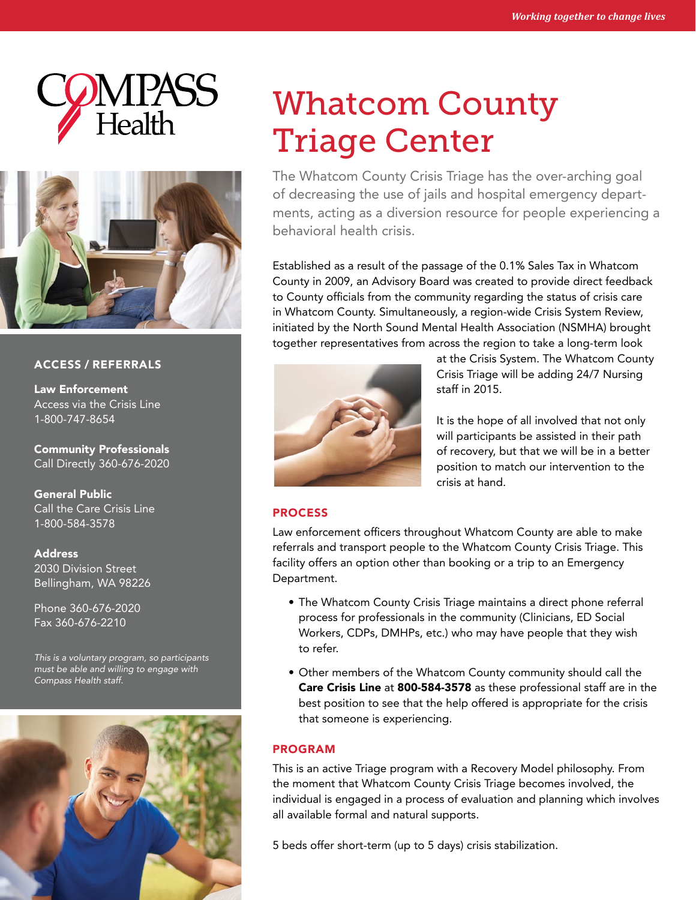*Working together to change lives*

COMPASS Health

# Whatcom County Triage Center

The Whatcom County Crisis Triage has the over-arching goal of decreasing the use of jails and hospital emergency departments, acting as a diversion resource for people experiencing a behavioral health crisis.

Established as a result of the passage of the 0.1% Sales Tax in Whatcom County in 2009, an Advisory Board was created to provide direct feedback to County officials from the community regarding the status of crisis care in Whatcom County. Simultaneously, a region-wide Crisis System Review, initiated by the North Sound Mental Health Association (NSMHA) brought together representatives from across the region to take a long-term look at the Crisis System. The Whatcom County Crisis Triage will be adding 24/7 Nursing staff in 2015.

It is the hope of all involved that not only will participants be assisted in their path of recovery, but that we will be in a better position to match our intervention to the crisis at hand.

## PROCESS

Law enforcement officers throughout Whatcom County are able to make referrals and transport people to the Whatcom County Crisis Triage. This facility offers an option other than booking or a trip to an Emergency Department.

- The Whatcom County Crisis Triage maintains a direct phone referral process for professionals in the community (Clinicians, ED Social Workers, CDPs, DMHPs, etc.) who may have people that they wish to refer.
- Other members of the Whatcom County community should call the **Care Crisis Line** at **800-584-3578** as these professional staff are in the best position to see that the help offered is appropriate for the crisis that someone is experiencing.

## PROGRAM

This is an active Triage program with a Recovery Model philosophy. From the moment that Whatcom County Crisis Triage becomes involved, the individual is engaged in a process of evaluation and planning which involves all available formal and natural supports.

5 beds offer short-term (up to 5 days) crisis stabilization.

## ACCESS / REFERRALS

**Law Enforcement**
Access via the Crisis Line
1-800-747-8654

**Community Professionals**
Call Directly 360-676-2020

**General Public**
Call the Care Crisis Line
1-800-584-3578

**Address**
2030 Division Street
Bellingham, WA 98226

Phone 360-676-2020
Fax 360-676-2210

*This is a voluntary program, so participants must be able and willing to engage with Compass Health staff.*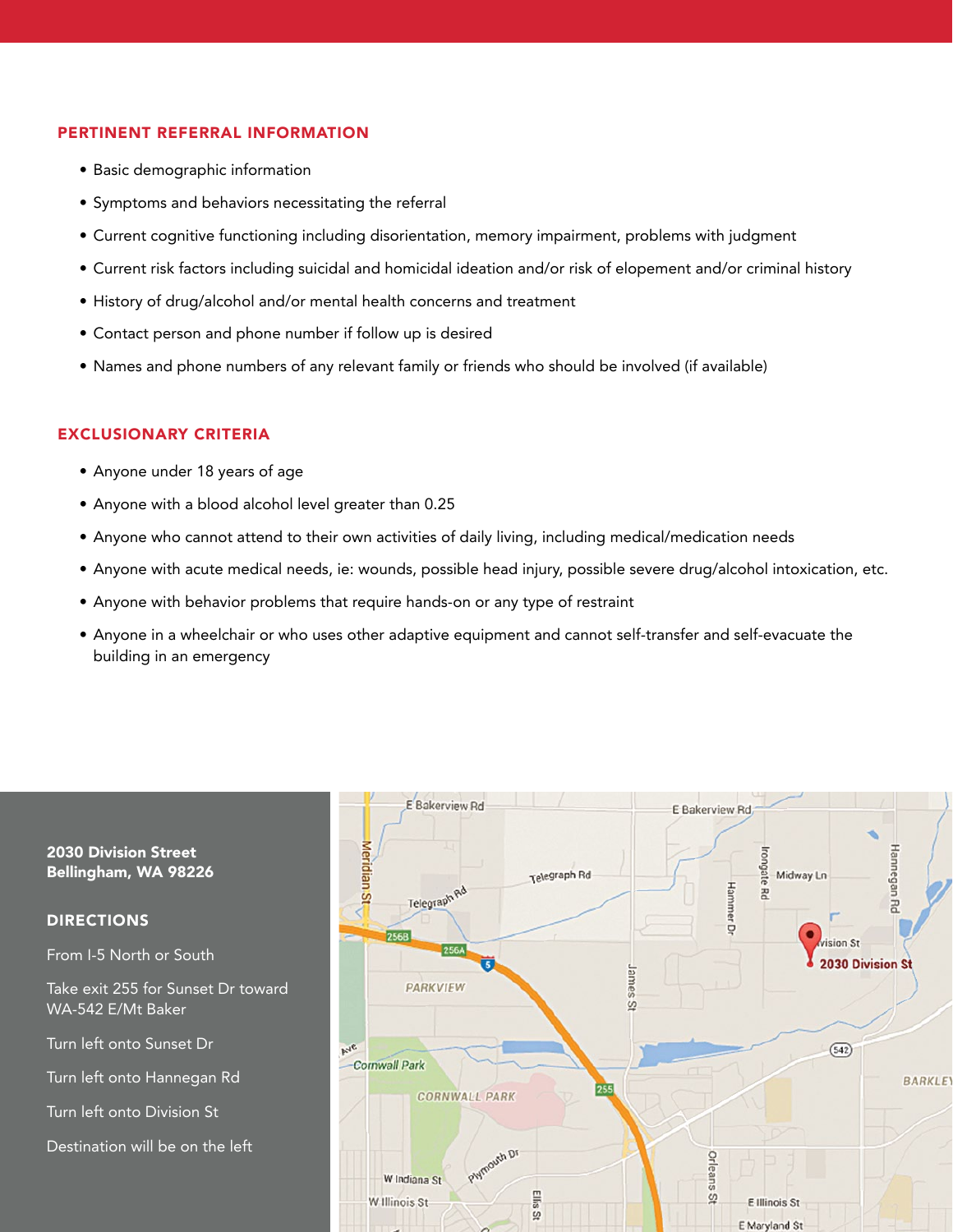## PERTINENT REFERRAL INFORMATION

- Basic demographic information
- Symptoms and behaviors necessitating the referral
- Current cognitive functioning including disorientation, memory impairment, problems with judgment
- Current risk factors including suicidal and homicidal ideation and/or risk of elopement and/or criminal history
- History of drug/alcohol and/or mental health concerns and treatment
- Contact person and phone number if follow up is desired
- Names and phone numbers of any relevant family or friends who should be involved (if available)

## EXCLUSIONARY CRITERIA

- Anyone under 18 years of age
- Anyone with a blood alcohol level greater than 0.25
- Anyone who cannot attend to their own activities of daily living, including medical/medication needs
- Anyone with acute medical needs, ie: wounds, possible head injury, possible severe drug/alcohol intoxication, etc.
- Anyone with behavior problems that require hands-on or any type of restraint
- Anyone in a wheelchair or who uses other adaptive equipment and cannot self-transfer and self-evacuate the building in an emergency

**2030 Division Street**
**Bellingham, WA 98226**

## DIRECTIONS

From I-5 North or South

Take exit 255 for Sunset Dr toward WA-542 E/Mt Baker

Turn left onto Sunset Dr

Turn left onto Hannegan Rd

Turn left onto Division St

Destination will be on the left

E Bakerview Rd
E Bakerview Rd
Meridian St
Telegraph Rd
Telegraph Rd
Hammer Dr
Irongate Rd
Midway Ln
Hannegan Rd
Division St
2030 Division St
256B
256A
5
PARKVIEW
James St
Cornwall Park
CORNWALL PARK
255
542
BARKLEY
Plymouth Dr
W Indiana St
W Illinois St
Ellis St
Orleans St
E Illinois St
E Maryland St